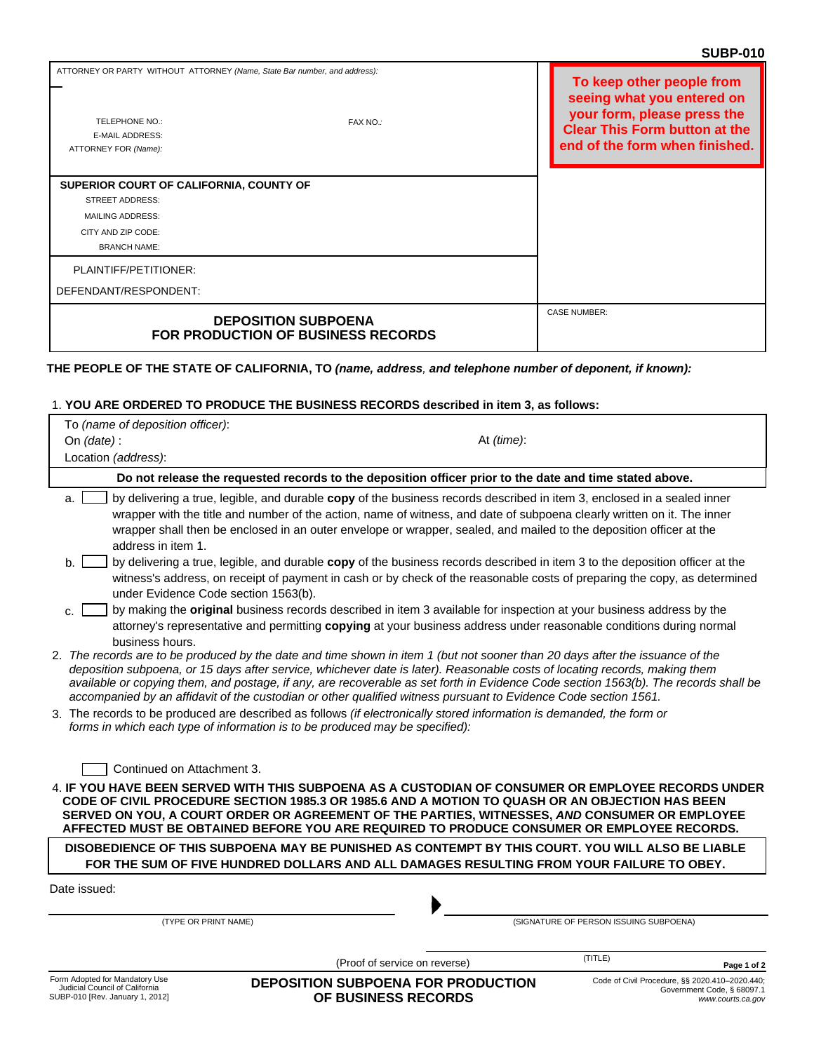SUBP-010

ATTORNEY OR PARTY WITHOUT ATTORNEY *(Name, State Bar number, and address):*

TELEPHONE NO.:
FAX NO.:
E-MAIL ADDRESS:
ATTORNEY FOR *(Name):*

**To keep other people from seeing what you entered on your form, please press the Clear This Form button at the end of the form when finished.**

**SUPERIOR COURT OF CALIFORNIA, COUNTY OF**
STREET ADDRESS:
MAILING ADDRESS:
CITY AND ZIP CODE:
BRANCH NAME:

PLAINTIFF/PETITIONER:
DEFENDANT/RESPONDENT:

# DEPOSITION SUBPOENA FOR PRODUCTION OF BUSINESS RECORDS

CASE NUMBER:

**THE PEOPLE OF THE STATE OF CALIFORNIA, TO *(name, address, and telephone number of deponent, if known):***

1. **YOU ARE ORDERED TO PRODUCE THE BUSINESS RECORDS described in item 3, as follows:**

To *(name of deposition officer)*:
On *(date)* :
At *(time)*:
Location *(address)*:

**Do not release the requested records to the deposition officer prior to the date and time stated above.**

a. ☐ by delivering a true, legible, and durable **copy** of the business records described in item 3, enclosed in a sealed inner wrapper with the title and number of the action, name of witness, and date of subpoena clearly written on it. The inner wrapper shall then be enclosed in an outer envelope or wrapper, sealed, and mailed to the deposition officer at the address in item 1.

b. ☐ by delivering a true, legible, and durable **copy** of the business records described in item 3 to the deposition officer at the witness's address, on receipt of payment in cash or by check of the reasonable costs of preparing the copy, as determined under Evidence Code section 1563(b).

c. ☐ by making the **original** business records described in item 3 available for inspection at your business address by the attorney's representative and permitting **copying** at your business address under reasonable conditions during normal business hours.

2. *The records are to be produced by the date and time shown in item 1 (but not sooner than 20 days after the issuance of the deposition subpoena, or 15 days after service, whichever date is later). Reasonable costs of locating records, making them available or copying them, and postage, if any, are recoverable as set forth in Evidence Code section 1563(b). The records shall be accompanied by an affidavit of the custodian or other qualified witness pursuant to Evidence Code section 1561.*

3. The records to be produced are described as follows *(if electronically stored information is demanded, the form or forms in which each type of information is to be produced may be specified):*

☐ Continued on Attachment 3.

4. **IF YOU HAVE BEEN SERVED WITH THIS SUBPOENA AS A CUSTODIAN OF CONSUMER OR EMPLOYEE RECORDS UNDER CODE OF CIVIL PROCEDURE SECTION 1985.3 OR 1985.6 AND A MOTION TO QUASH OR AN OBJECTION HAS BEEN SERVED ON YOU, A COURT ORDER OR AGREEMENT OF THE PARTIES, WITNESSES, *AND* CONSUMER OR EMPLOYEE AFFECTED MUST BE OBTAINED BEFORE YOU ARE REQUIRED TO PRODUCE CONSUMER OR EMPLOYEE RECORDS.**

**DISOBEDIENCE OF THIS SUBPOENA MAY BE PUNISHED AS CONTEMPT BY THIS COURT. YOU WILL ALSO BE LIABLE FOR THE SUM OF FIVE HUNDRED DOLLARS AND ALL DAMAGES RESULTING FROM YOUR FAILURE TO OBEY.**

Date issued:

(TYPE OR PRINT NAME)
▶ (SIGNATURE OF PERSON ISSUING SUBPOENA)

(TITLE)

(Proof of service on reverse)

Form Adopted for Mandatory Use
Judicial Council of California
SUBP-010 [Rev. January 1, 2012]

**DEPOSITION SUBPOENA FOR PRODUCTION OF BUSINESS RECORDS**

Code of Civil Procedure, §§ 2020.410–2020.440;
Government Code, § 68097.1
www.courts.ca.gov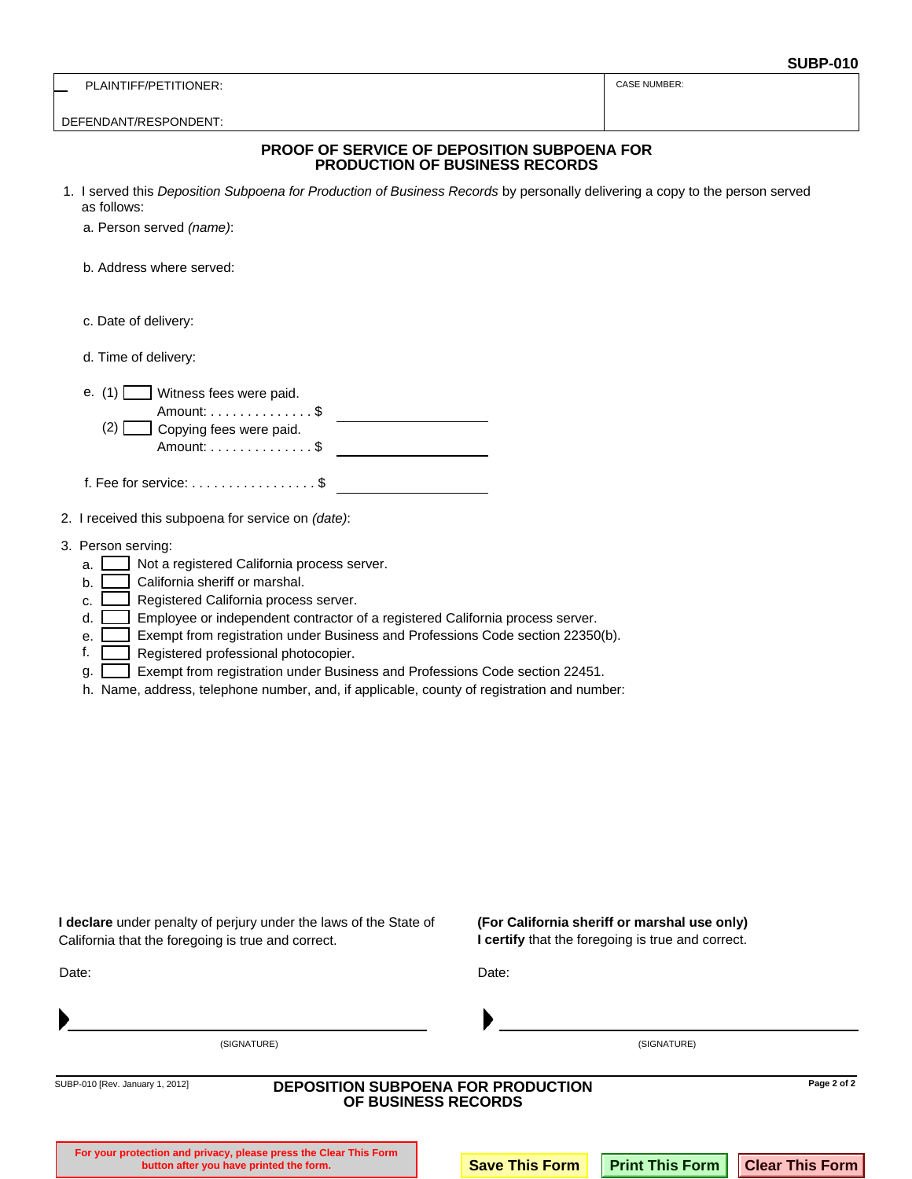SUBP-010

| PLAINTIFF/PETITIONER: | CASE NUMBER: |
| --- | --- |
| DEFENDANT/RESPONDENT: | |

## PROOF OF SERVICE OF DEPOSITION SUBPOENA FOR PRODUCTION OF BUSINESS RECORDS

1. I served this *Deposition Subpoena for Production of Business Records* by personally delivering a copy to the person served as follows:

   a. Person served *(name)*:

   b. Address where served:

   c. Date of delivery:

   d. Time of delivery:

   e. (1) ☐ Witness fees were paid.
   Amount: . . . . . . . . . . . . . . $ ____________

   (2) ☐ Copying fees were paid.
   Amount: . . . . . . . . . . . . . . $ ____________

   f. Fee for service: . . . . . . . . . . . . . . . . . $ ____________

2. I received this subpoena for service on *(date)*:

3. Person serving:

   a. ☐ Not a registered California process server.

   b. ☐ California sheriff or marshal.

   c. ☐ Registered California process server.

   d. ☐ Employee or independent contractor of a registered California process server.

   e. ☐ Exempt from registration under Business and Professions Code section 22350(b).

   f. ☐ Registered professional photocopier.

   g. ☐ Exempt from registration under Business and Professions Code section 22451.

   h. Name, address, telephone number, and, if applicable, county of registration and number:

**I declare** under penalty of perjury under the laws of the State of California that the foregoing is true and correct.

Date:

▶ ______________________________
(SIGNATURE)

**(For California sheriff or marshal use only)**
**I certify** that the foregoing is true and correct.

Date:

▶ ______________________________
(SIGNATURE)

SUBP-010 [Rev. January 1, 2012]

**DEPOSITION SUBPOENA FOR PRODUCTION OF BUSINESS RECORDS**

For your protection and privacy, please press the Clear This Form button after you have printed the form.

Save This Form | Print This Form | Clear This Form